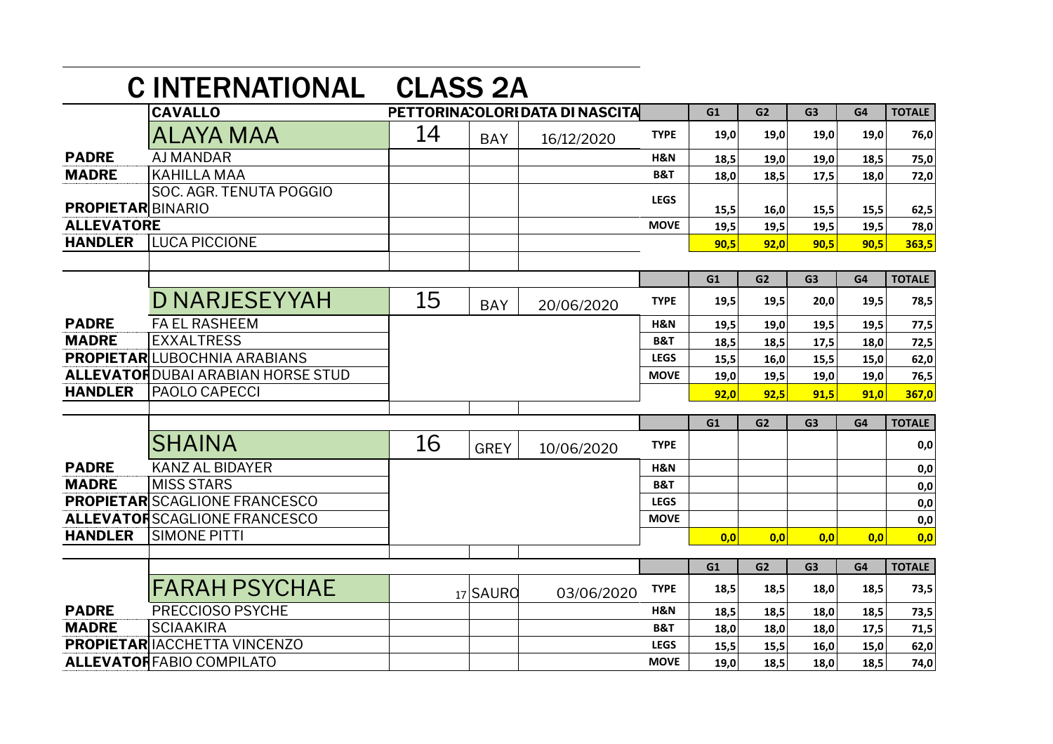# C INTERNATIONAL CLASS 2A

| | CAVALLO | PETTORINA | COLORI | DATA DI NASCITA | | G1 | G2 | G3 | G4 | TOTALE |
|---|---|---|---|---|---|---|---|---|---|---|
| | ALAYA MAA | 14 | BAY | 16/12/2020 | TYPE | 19,0 | 19,0 | 19,0 | 19,0 | 76,0 |
| PADRE | AJ MANDAR | | | | H&N | 18,5 | 19,0 | 19,0 | 18,5 | 75,0 |
| MADRE | KAHILLA MAA | | | | B&T | 18,0 | 18,5 | 17,5 | 18,0 | 72,0 |
| PROPIETAR | SOC. AGR. TENUTA POGGIO BINARIO | | | | LEGS | 15,5 | 16,0 | 15,5 | 15,5 | 62,5 |
| ALLEVATORE | | | | | MOVE | 19,5 | 19,5 | 19,5 | 19,5 | 78,0 |
| HANDLER | LUCA PICCIONE | | | | | 90,5 | 92,0 | 90,5 | 90,5 | 363,5 |

| | | | | | | G1 | G2 | G3 | G4 | TOTALE |
|---|---|---|---|---|---|---|---|---|---|---|
| | D NARJESEYYAH | 15 | BAY | 20/06/2020 | TYPE | 19,5 | 19,5 | 20,0 | 19,5 | 78,5 |
| PADRE | FA EL RASHEEM | | | | H&N | 19,5 | 19,0 | 19,5 | 19,5 | 77,5 |
| MADRE | EXXALTRESS | | | | B&T | 18,5 | 18,5 | 17,5 | 18,0 | 72,5 |
| PROPIETAR | LUBOCHNIA ARABIANS | | | | LEGS | 15,5 | 16,0 | 15,5 | 15,0 | 62,0 |
| ALLEVATOR | DUBAI ARABIAN HORSE STUD | | | | MOVE | 19,0 | 19,5 | 19,0 | 19,0 | 76,5 |
| HANDLER | PAOLO CAPECCI | | | | | 92,0 | 92,5 | 91,5 | 91,0 | 367,0 |

| | | | | | | G1 | G2 | G3 | G4 | TOTALE |
|---|---|---|---|---|---|---|---|---|---|---|
| | SHAINA | 16 | GREY | 10/06/2020 | TYPE | | | | | 0,0 |
| PADRE | KANZ AL BIDAYER | | | | H&N | | | | | 0,0 |
| MADRE | MISS STARS | | | | B&T | | | | | 0,0 |
| PROPIETAR | SCAGLIONE FRANCESCO | | | | LEGS | | | | | 0,0 |
| ALLEVATOR | SCAGLIONE FRANCESCO | | | | MOVE | | | | | 0,0 |
| HANDLER | SIMONE PITTI | | | | | 0,0 | 0,0 | 0,0 | 0,0 | 0,0 |

| | | | | | | G1 | G2 | G3 | G4 | TOTALE |
|---|---|---|---|---|---|---|---|---|---|---|
| | FARAH PSYCHAE | 17 | SAURO | 03/06/2020 | TYPE | 18,5 | 18,5 | 18,0 | 18,5 | 73,5 |
| PADRE | PRECCIOSO PSYCHE | | | | H&N | 18,5 | 18,5 | 18,0 | 18,5 | 73,5 |
| MADRE | SCIAAKIRA | | | | B&T | 18,0 | 18,0 | 18,0 | 17,5 | 71,5 |
| PROPIETAR | IACCHETTA VINCENZO | | | | LEGS | 15,5 | 15,5 | 16,0 | 15,0 | 62,0 |
| ALLEVATOR | FABIO COMPILATO | | | | MOVE | 19,0 | 18,5 | 18,0 | 18,5 | 74,0 |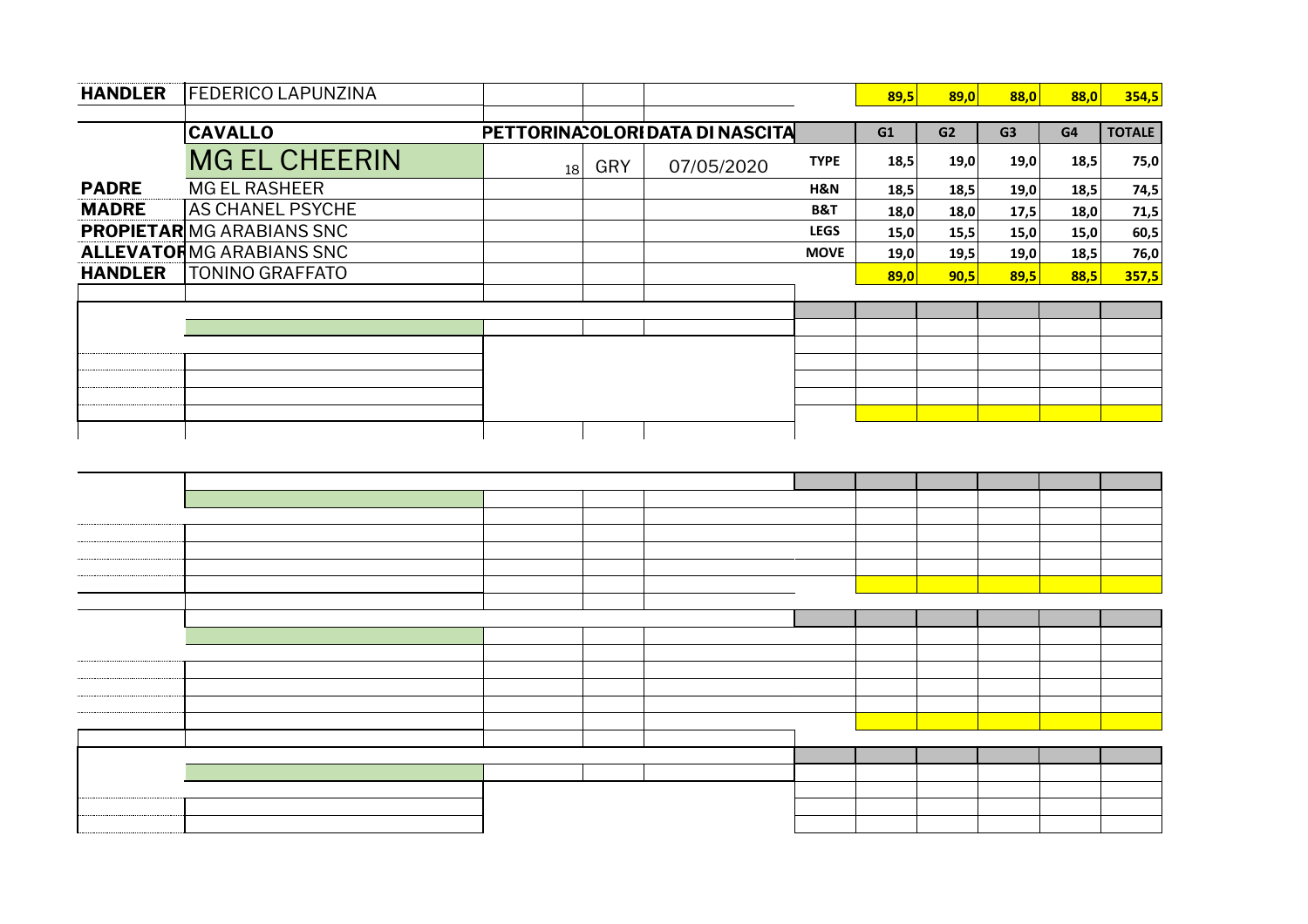| HANDLER | FEDERICO LAPUNZINA | | | | | 89,5 | 89,0 | 88,0 | 88,0 | 354,5 |
|---|---|---|---|---|---|---|---|---|---|---|

| | CAVALLO | PETTORINA | COLORI | DATA DI NASCITA | | G1 | G2 | G3 | G4 | TOTALE |
|---|---|---|---|---|---|---|---|---|---|---|
| | MG EL CHEERIN | 18 | GRY | 07/05/2020 | TYPE | 18,5 | 19,0 | 19,0 | 18,5 | 75,0 |
| PADRE | MG EL RASHEER | | | | H&N | 18,5 | 18,5 | 19,0 | 18,5 | 74,5 |
| MADRE | AS CHANEL PSYCHE | | | | B&T | 18,0 | 18,0 | 17,5 | 18,0 | 71,5 |
| PROPIETAR | MG ARABIANS SNC | | | | LEGS | 15,0 | 15,5 | 15,0 | 15,0 | 60,5 |
| ALLEVATOR | MG ARABIANS SNC | | | | MOVE | 19,0 | 19,5 | 19,0 | 18,5 | 76,0 |
| HANDLER | TONINO GRAFFATO | | | | | 89,0 | 90,5 | 89,5 | 88,5 | 357,5 |